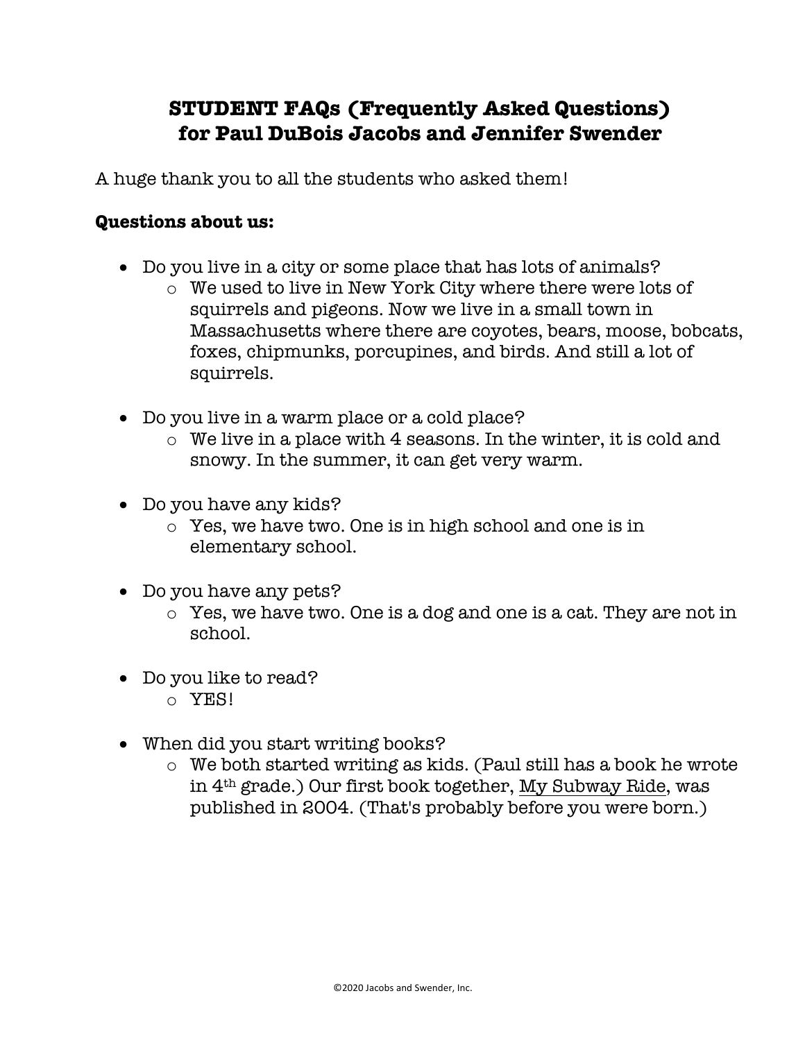# STUDENT FAQs (Frequently Asked Questions) for Paul DuBois Jacobs and Jennifer Swender

A huge thank you to all the students who asked them!

**Questions about us:**

- Do you live in a city or some place that has lots of animals?
  - We used to live in New York City where there were lots of squirrels and pigeons. Now we live in a small town in Massachusetts where there are coyotes, bears, moose, bobcats, foxes, chipmunks, porcupines, and birds. And still a lot of squirrels.

- Do you live in a warm place or a cold place?
  - We live in a place with 4 seasons. In the winter, it is cold and snowy. In the summer, it can get very warm.

- Do you have any kids?
  - Yes, we have two. One is in high school and one is in elementary school.

- Do you have any pets?
  - Yes, we have two. One is a dog and one is a cat. They are not in school.

- Do you like to read?
  - YES!

- When did you start writing books?
  - We both started writing as kids. (Paul still has a book he wrote in 4th grade.) Our first book together, My Subway Ride, was published in 2004. (That's probably before you were born.)

©2020 Jacobs and Swender, Inc.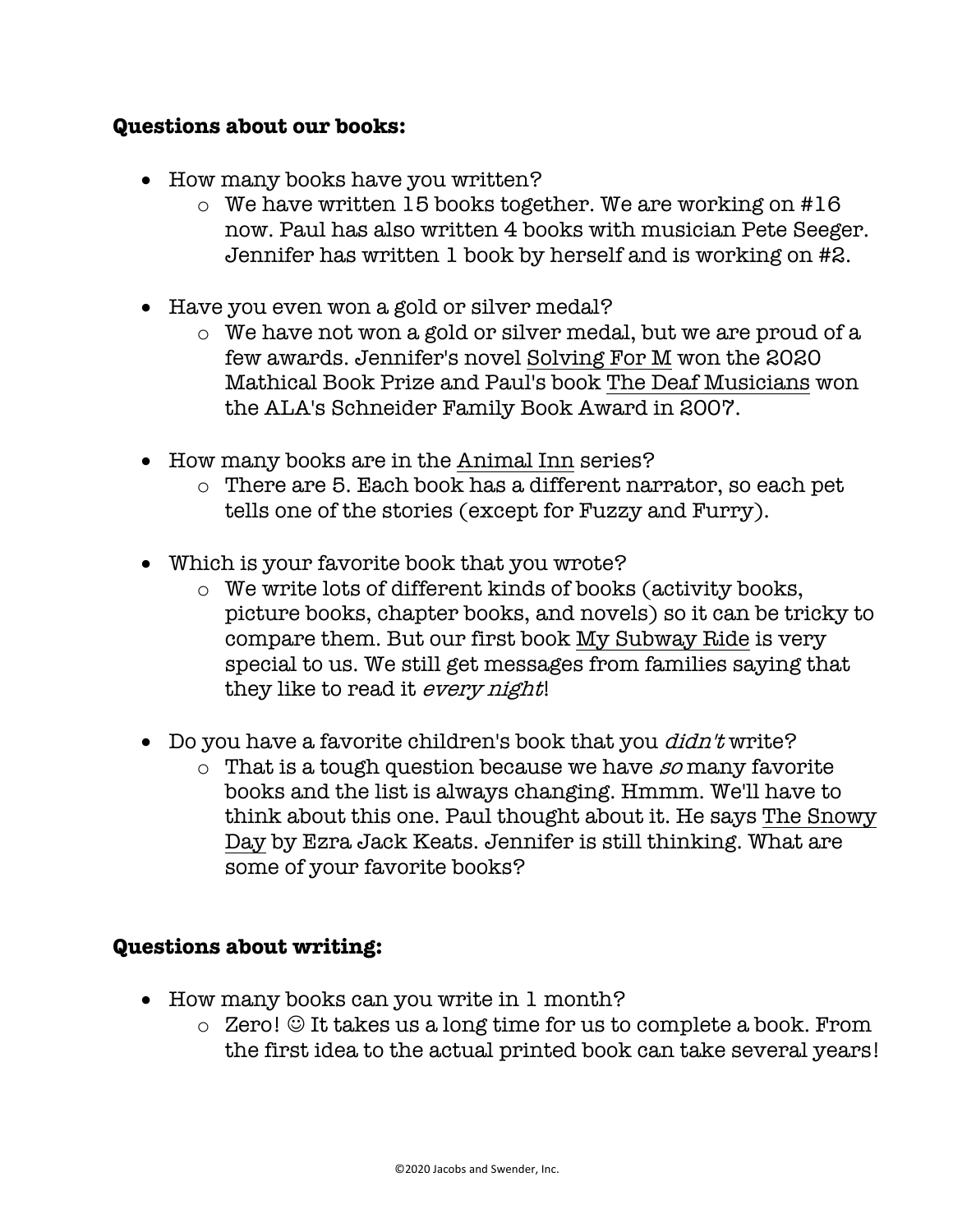**Questions about our books:**

- How many books have you written?
  - We have written 15 books together. We are working on #16 now. Paul has also written 4 books with musician Pete Seeger. Jennifer has written 1 book by herself and is working on #2.

- Have you even won a gold or silver medal?
  - We have not won a gold or silver medal, but we are proud of a few awards. Jennifer's novel Solving For M won the 2020 Mathical Book Prize and Paul's book The Deaf Musicians won the ALA's Schneider Family Book Award in 2007.

- How many books are in the Animal Inn series?
  - There are 5. Each book has a different narrator, so each pet tells one of the stories (except for Fuzzy and Furry).

- Which is your favorite book that you wrote?
  - We write lots of different kinds of books (activity books, picture books, chapter books, and novels) so it can be tricky to compare them. But our first book My Subway Ride is very special to us. We still get messages from families saying that they like to read it *every night*!

- Do you have a favorite children's book that you *didn't* write?
  - That is a tough question because we have *so* many favorite books and the list is always changing. Hmmm. We'll have to think about this one. Paul thought about it. He says The Snowy Day by Ezra Jack Keats. Jennifer is still thinking. What are some of your favorite books?

**Questions about writing:**

- How many books can you write in 1 month?
  - Zero! ☺ It takes us a long time for us to complete a book. From the first idea to the actual printed book can take several years!

©2020 Jacobs and Swender, Inc.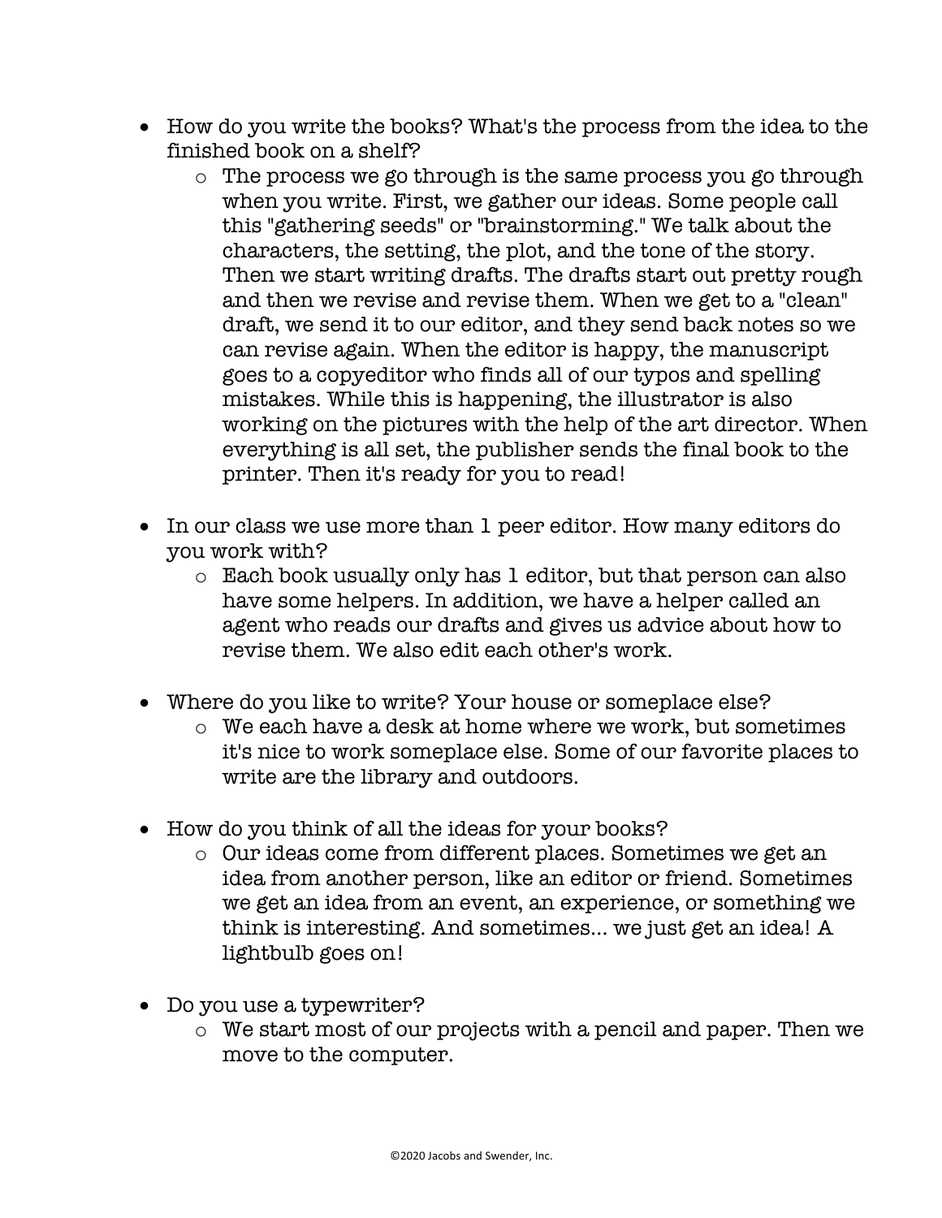- How do you write the books? What's the process from the idea to the finished book on a shelf?
  - The process we go through is the same process you go through when you write. First, we gather our ideas. Some people call this "gathering seeds" or "brainstorming." We talk about the characters, the setting, the plot, and the tone of the story. Then we start writing drafts. The drafts start out pretty rough and then we revise and revise them. When we get to a "clean" draft, we send it to our editor, and they send back notes so we can revise again. When the editor is happy, the manuscript goes to a copyeditor who finds all of our typos and spelling mistakes. While this is happening, the illustrator is also working on the pictures with the help of the art director. When everything is all set, the publisher sends the final book to the printer. Then it's ready for you to read!

- In our class we use more than 1 peer editor. How many editors do you work with?
  - Each book usually only has 1 editor, but that person can also have some helpers. In addition, we have a helper called an agent who reads our drafts and gives us advice about how to revise them. We also edit each other's work.

- Where do you like to write? Your house or someplace else?
  - We each have a desk at home where we work, but sometimes it's nice to work someplace else. Some of our favorite places to write are the library and outdoors.

- How do you think of all the ideas for your books?
  - Our ideas come from different places. Sometimes we get an idea from another person, like an editor or friend. Sometimes we get an idea from an event, an experience, or something we think is interesting. And sometimes... we just get an idea! A lightbulb goes on!

- Do you use a typewriter?
  - We start most of our projects with a pencil and paper. Then we move to the computer.

©2020 Jacobs and Swender, Inc.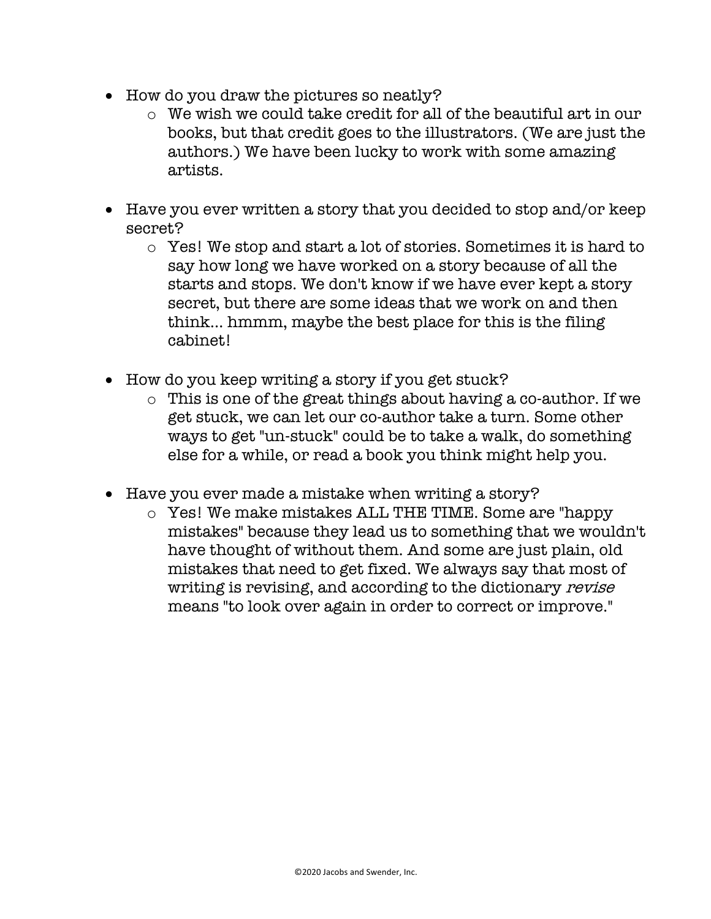- How do you draw the pictures so neatly?
    - We wish we could take credit for all of the beautiful art in our books, but that credit goes to the illustrators. (We are just the authors.) We have been lucky to work with some amazing artists.

- Have you ever written a story that you decided to stop and/or keep secret?
    - Yes! We stop and start a lot of stories. Sometimes it is hard to say how long we have worked on a story because of all the starts and stops. We don't know if we have ever kept a story secret, but there are some ideas that we work on and then think... hmmm, maybe the best place for this is the filing cabinet!

- How do you keep writing a story if you get stuck?
    - This is one of the great things about having a co-author. If we get stuck, we can let our co-author take a turn. Some other ways to get "un-stuck" could be to take a walk, do something else for a while, or read a book you think might help you.

- Have you ever made a mistake when writing a story?
    - Yes! We make mistakes ALL THE TIME. Some are "happy mistakes" because they lead us to something that we wouldn't have thought of without them. And some are just plain, old mistakes that need to get fixed. We always say that most of writing is revising, and according to the dictionary *revise* means "to look over again in order to correct or improve."

©2020 Jacobs and Swender, Inc.